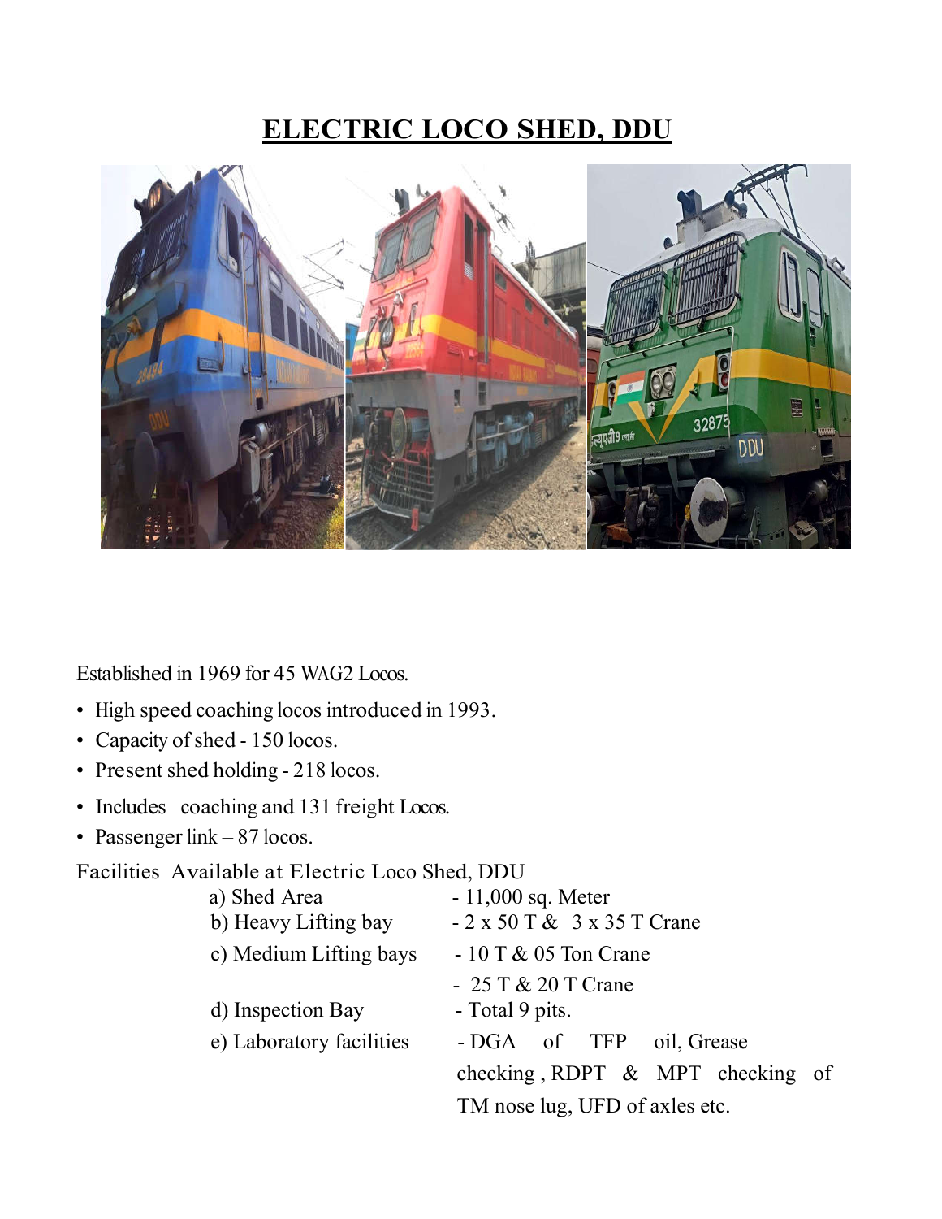# ELECTRIC LOCO SHED, DDU

Established in 1969 for 45 WAG2 Locos.

- High speed coaching locos introduced in 1993.
- Capacity of shed - 150 locos.
- Present shed holding - 218 locos.
- Includes coaching and 131 freight Locos.
- Passenger link – 87 locos.

Facilities Available at Electric Loco Shed, DDU

| | |
|---|---|
| a) Shed Area | - 11,000 sq. Meter |
| b) Heavy Lifting bay | - 2 x 50 T & 3 x 35 T Crane |
| c) Medium Lifting bays | - 10 T & 05 Ton Crane |
| | - 25 T & 20 T Crane |
| d) Inspection Bay | - Total 9 pits. |
| e) Laboratory facilities | - DGA of TFP oil, Grease checking , RDPT & MPT checking of TM nose lug, UFD of axles etc. |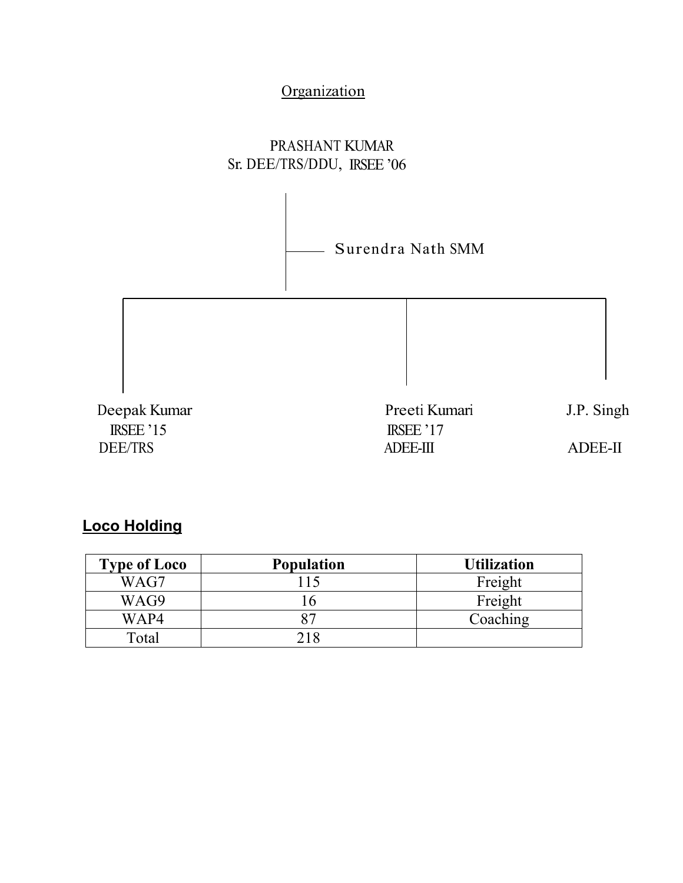Organization

PRASHANT KUMAR
Sr. DEE/TRS/DDU, IRSEE '06

Surendra Nath SMM

Deepak Kumar
IRSEE '15
DEE/TRS

Preeti Kumari
IRSEE '17
ADEE-III

J.P. Singh
ADEE-II

## Loco Holding

| Type of Loco | Population | Utilization |
| --- | --- | --- |
| WAG7 | 115 | Freight |
| WAG9 | 16 | Freight |
| WAP4 | 87 | Coaching |
| Total | 218 | |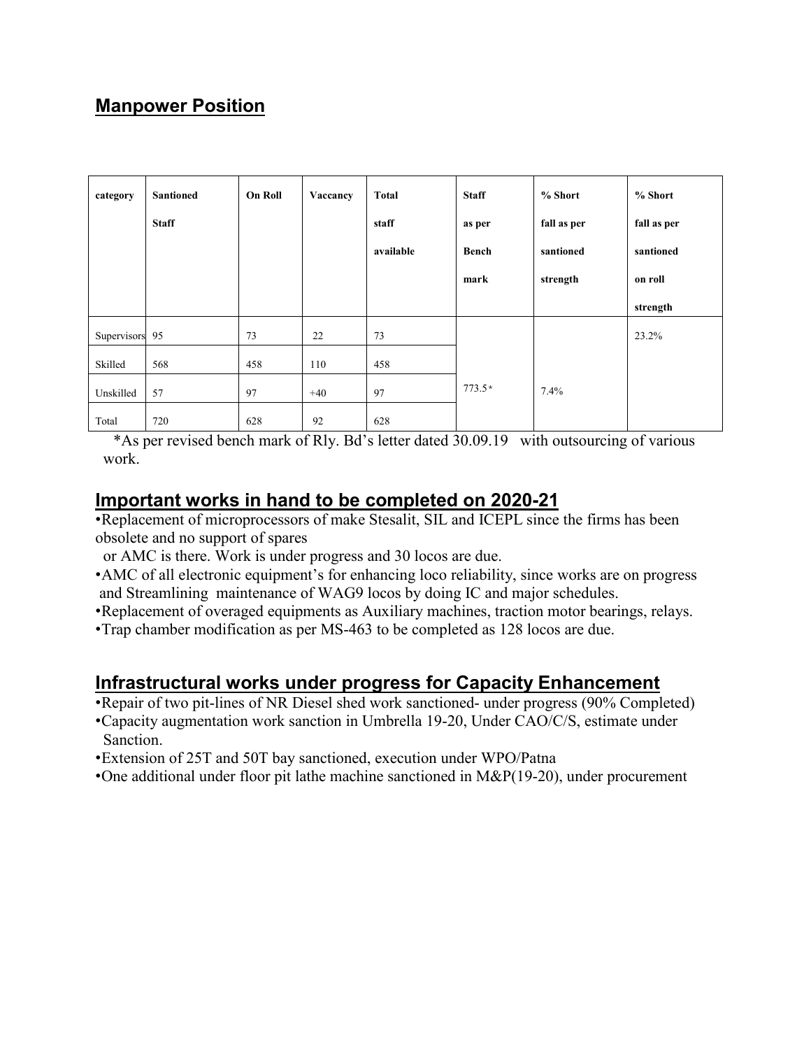## Manpower Position

| category | Santioned Staff | On Roll | Vaccancy | Total staff available | Staff as per Bench mark | % Short fall as per santioned strength | % Short fall as per santioned on roll strength |
|---|---|---|---|---|---|---|---|
| Supervisors | 95 | 73 | 22 | 73 | 773.5* | 7.4% | 23.2% |
| Skilled | 568 | 458 | 110 | 458 | | | |
| Unskilled | 57 | 97 | +40 | 97 | | | |
| Total | 720 | 628 | 92 | 628 | | | |

*As per revised bench mark of Rly. Bd's letter dated 30.09.19 with outsourcing of various work.

## Important works in hand to be completed on 2020-21

- Replacement of microprocessors of make Stesalit, SIL and ICEPL since the firms has been obsolete and no support of spares or AMC is there. Work is under progress and 30 locos are due.
- AMC of all electronic equipment's for enhancing loco reliability, since works are on progress and Streamlining maintenance of WAG9 locos by doing IC and major schedules.
- Replacement of overaged equipments as Auxiliary machines, traction motor bearings, relays.
- Trap chamber modification as per MS-463 to be completed as 128 locos are due.

## Infrastructural works under progress for Capacity Enhancement

- Repair of two pit-lines of NR Diesel shed work sanctioned- under progress (90% Completed)
- Capacity augmentation work sanction in Umbrella 19-20, Under CAO/C/S, estimate under Sanction.
- Extension of 25T and 50T bay sanctioned, execution under WPO/Patna
- One additional under floor pit lathe machine sanctioned in M&P(19-20), under procurement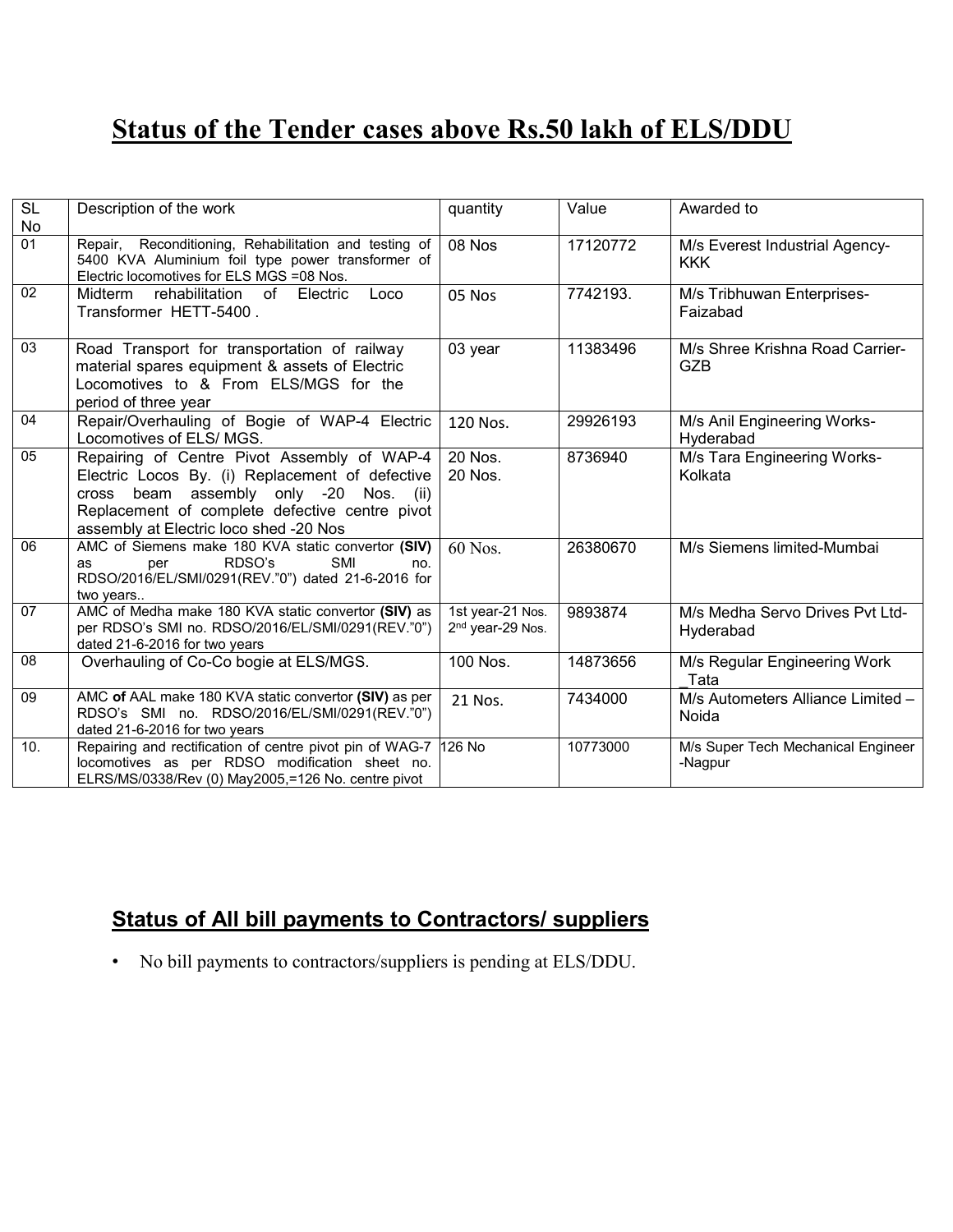# Status of the Tender cases above Rs.50 lakh of ELS/DDU

| SL No | Description of the work | quantity | Value | Awarded to |
|---|---|---|---|---|
| 01 | Repair, Reconditioning, Rehabilitation and testing of 5400 KVA Aluminium foil type power transformer of Electric locomotives for ELS MGS =08 Nos. | 08 Nos | 17120772 | M/s Everest Industrial Agency-KKK |
| 02 | Midterm rehabilitation of Electric Loco Transformer HETT-5400 . | 05 Nos | 7742193. | M/s Tribhuwan Enterprises-Faizabad |
| 03 | Road Transport for transportation of railway material spares equipment & assets of Electric Locomotives to & From ELS/MGS for the period of three year | 03 year | 11383496 | M/s Shree Krishna Road Carrier-GZB |
| 04 | Repair/Overhauling of Bogie of WAP-4 Electric Locomotives of ELS/ MGS. | 120 Nos. | 29926193 | M/s Anil Engineering Works-Hyderabad |
| 05 | Repairing of Centre Pivot Assembly of WAP-4 Electric Locos By. (i) Replacement of defective cross beam assembly only -20 Nos. (ii) Replacement of complete defective centre pivot assembly at Electric loco shed -20 Nos | 20 Nos.<br>20 Nos. | 8736940 | M/s Tara Engineering Works-Kolkata |
| 06 | AMC of Siemens make 180 KVA static convertor **(SIV)** as per RDSO's SMI no. RDSO/2016/EL/SMI/0291(REV."0") dated 21-6-2016 for two years.. | 60 Nos. | 26380670 | M/s Siemens limited-Mumbai |
| 07 | AMC of Medha make 180 KVA static convertor **(SIV)** as per RDSO's SMI no. RDSO/2016/EL/SMI/0291(REV."0") dated 21-6-2016 for two years | 1st year-21 Nos.<br>2nd year-29 Nos. | 9893874 | M/s Medha Servo Drives Pvt Ltd-Hyderabad |
| 08 | Overhauling of Co-Co bogie at ELS/MGS. | 100 Nos. | 14873656 | M/s Regular Engineering Work _Tata |
| 09 | AMC **of** AAL make 180 KVA static convertor **(SIV)** as per RDSO's SMI no. RDSO/2016/EL/SMI/0291(REV."0") dated 21-6-2016 for two years | 21 Nos. | 7434000 | M/s Autometers Alliance Limited – Noida |
| 10. | Repairing and rectification of centre pivot pin of WAG-7 locomotives as per RDSO modification sheet no. ELRS/MS/0338/Rev (0) May2005,=126 No. centre pivot | 126 No | 10773000 | M/s Super Tech Mechanical Engineer -Nagpur |

## Status of All bill payments to Contractors/ suppliers

- No bill payments to contractors/suppliers is pending at ELS/DDU.